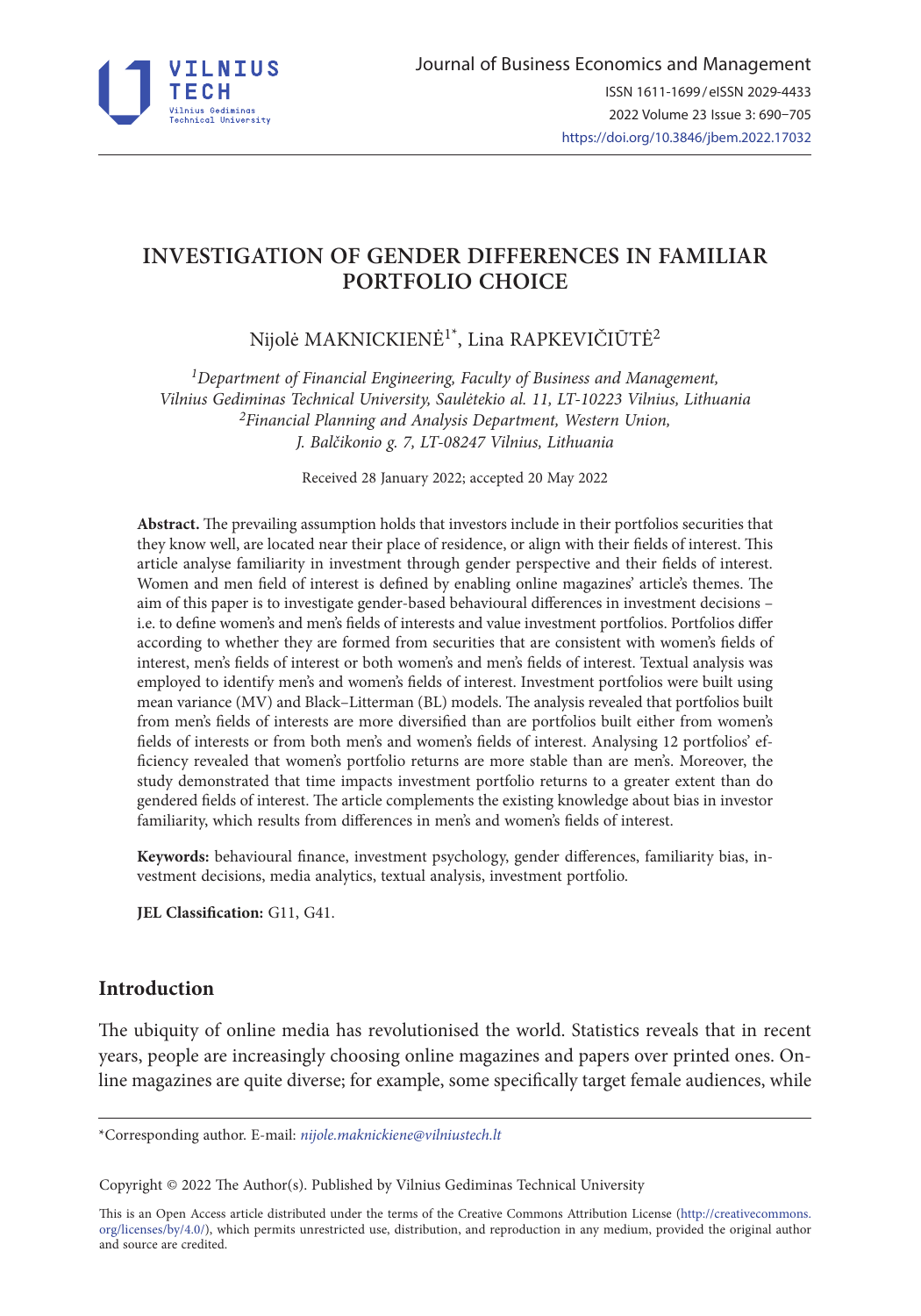# INVESTIGATION OF GENDER DIFFERENCES IN FAMILIAR PORTFOLIO CHOICE

Nijolė MAKNICKIENĖ[1*], Lina RAPKEVIČIŪTĖ[2]

*[1]Department of Financial Engineering, Faculty of Business and Management, Vilnius Gediminas Technical University, Saulėtekio al. 11, LT-10223 Vilnius, Lithuania*
*[2]Financial Planning and Analysis Department, Western Union, J. Balčikonio g. 7, LT-08247 Vilnius, Lithuania*

Received 28 January 2022; accepted 20 May 2022

**Abstract.** The prevailing assumption holds that investors include in their portfolios securities that they know well, are located near their place of residence, or align with their fields of interest. This article analyse familiarity in investment through gender perspective and their fields of interest. Women and men field of interest is defined by enabling online magazines' article's themes. The aim of this paper is to investigate gender-based behavioural differences in investment decisions – i.e. to define women's and men's fields of interests and value investment portfolios. Portfolios differ according to whether they are formed from securities that are consistent with women's fields of interest, men's fields of interest or both women's and men's fields of interest. Textual analysis was employed to identify men's and women's fields of interest. Investment portfolios were built using mean variance (MV) and Black–Litterman (BL) models. The analysis revealed that portfolios built from men's fields of interests are more diversified than are portfolios built either from women's fields of interests or from both men's and women's fields of interest. Analysing 12 portfolios' efficiency revealed that women's portfolio returns are more stable than are men's. Moreover, the study demonstrated that time impacts investment portfolio returns to a greater extent than do gendered fields of interest. The article complements the existing knowledge about bias in investor familiarity, which results from differences in men's and women's fields of interest.

**Keywords:** behavioural finance, investment psychology, gender differences, familiarity bias, investment decisions, media analytics, textual analysis, investment portfolio.

**JEL Classification:** G11, G41.

## Introduction

The ubiquity of online media has revolutionised the world. Statistics reveals that in recent years, people are increasingly choosing online magazines and papers over printed ones. Online magazines are quite diverse; for example, some specifically target female audiences, while

*Corresponding author. E-mail: *nijole.maknickiene@vilniustech.lt*

Copyright © 2022 The Author(s). Published by Vilnius Gediminas Technical University

This is an Open Access article distributed under the terms of the Creative Commons Attribution License (http://creativecommons.org/licenses/by/4.0/), which permits unrestricted use, distribution, and reproduction in any medium, provided the original author and source are credited.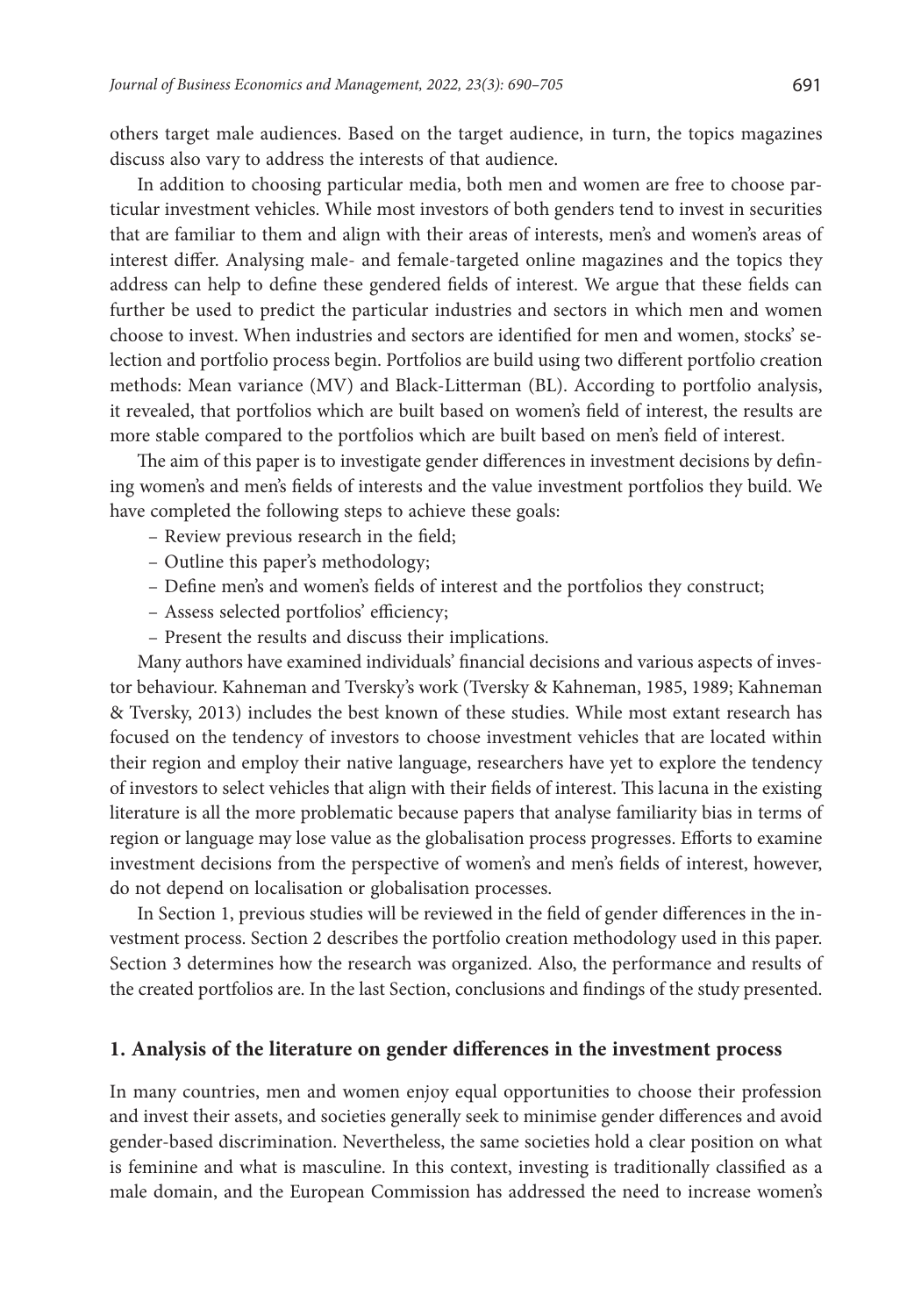others target male audiences. Based on the target audience, in turn, the topics magazines discuss also vary to address the interests of that audience.

In addition to choosing particular media, both men and women are free to choose particular investment vehicles. While most investors of both genders tend to invest in securities that are familiar to them and align with their areas of interests, men's and women's areas of interest differ. Analysing male- and female-targeted online magazines and the topics they address can help to define these gendered fields of interest. We argue that these fields can further be used to predict the particular industries and sectors in which men and women choose to invest. When industries and sectors are identified for men and women, stocks' selection and portfolio process begin. Portfolios are build using two different portfolio creation methods: Mean variance (MV) and Black-Litterman (BL). According to portfolio analysis, it revealed, that portfolios which are built based on women's field of interest, the results are more stable compared to the portfolios which are built based on men's field of interest.

The aim of this paper is to investigate gender differences in investment decisions by defining women's and men's fields of interests and the value investment portfolios they build. We have completed the following steps to achieve these goals:

- Review previous research in the field;
- Outline this paper's methodology;
- Define men's and women's fields of interest and the portfolios they construct;
- Assess selected portfolios' efficiency;
- Present the results and discuss their implications.

Many authors have examined individuals' financial decisions and various aspects of investor behaviour. Kahneman and Tversky's work (Tversky & Kahneman, 1985, 1989; Kahneman & Tversky, 2013) includes the best known of these studies. While most extant research has focused on the tendency of investors to choose investment vehicles that are located within their region and employ their native language, researchers have yet to explore the tendency of investors to select vehicles that align with their fields of interest. This lacuna in the existing literature is all the more problematic because papers that analyse familiarity bias in terms of region or language may lose value as the globalisation process progresses. Efforts to examine investment decisions from the perspective of women's and men's fields of interest, however, do not depend on localisation or globalisation processes.

In Section 1, previous studies will be reviewed in the field of gender differences in the investment process. Section 2 describes the portfolio creation methodology used in this paper. Section 3 determines how the research was organized. Also, the performance and results of the created portfolios are. In the last Section, conclusions and findings of the study presented.

## 1. Analysis of the literature on gender differences in the investment process

In many countries, men and women enjoy equal opportunities to choose their profession and invest their assets, and societies generally seek to minimise gender differences and avoid gender-based discrimination. Nevertheless, the same societies hold a clear position on what is feminine and what is masculine. In this context, investing is traditionally classified as a male domain, and the European Commission has addressed the need to increase women's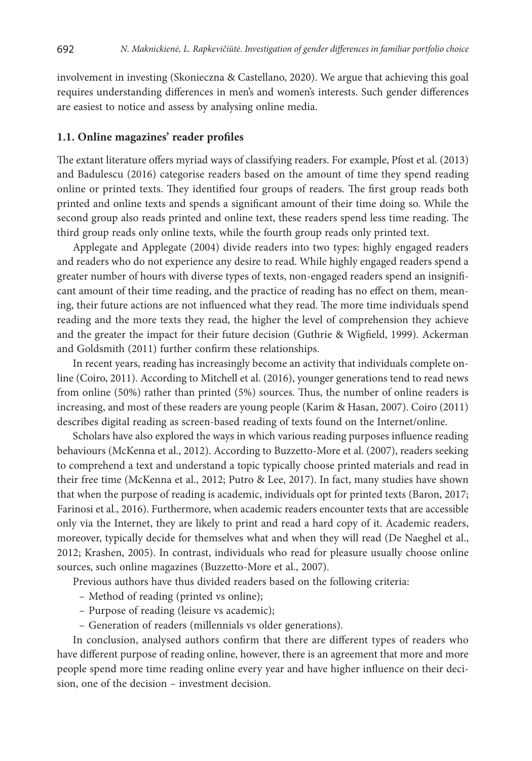involvement in investing (Skonieczna & Castellano, 2020). We argue that achieving this goal requires understanding differences in men's and women's interests. Such gender differences are easiest to notice and assess by analysing online media.

### 1.1. Online magazines' reader profiles

The extant literature offers myriad ways of classifying readers. For example, Pfost et al. (2013) and Badulescu (2016) categorise readers based on the amount of time they spend reading online or printed texts. They identified four groups of readers. The first group reads both printed and online texts and spends a significant amount of their time doing so. While the second group also reads printed and online text, these readers spend less time reading. The third group reads only online texts, while the fourth group reads only printed text.

Applegate and Applegate (2004) divide readers into two types: highly engaged readers and readers who do not experience any desire to read. While highly engaged readers spend a greater number of hours with diverse types of texts, non-engaged readers spend an insignificant amount of their time reading, and the practice of reading has no effect on them, meaning, their future actions are not influenced what they read. The more time individuals spend reading and the more texts they read, the higher the level of comprehension they achieve and the greater the impact for their future decision (Guthrie & Wigfield, 1999). Ackerman and Goldsmith (2011) further confirm these relationships.

In recent years, reading has increasingly become an activity that individuals complete online (Coiro, 2011). According to Mitchell et al. (2016), younger generations tend to read news from online (50%) rather than printed (5%) sources. Thus, the number of online readers is increasing, and most of these readers are young people (Karim & Hasan, 2007). Coiro (2011) describes digital reading as screen-based reading of texts found on the Internet/online.

Scholars have also explored the ways in which various reading purposes influence reading behaviours (McKenna et al., 2012). According to Buzzetto-More et al. (2007), readers seeking to comprehend a text and understand a topic typically choose printed materials and read in their free time (McKenna et al., 2012; Putro & Lee, 2017). In fact, many studies have shown that when the purpose of reading is academic, individuals opt for printed texts (Baron, 2017; Farinosi et al., 2016). Furthermore, when academic readers encounter texts that are accessible only via the Internet, they are likely to print and read a hard copy of it. Academic readers, moreover, typically decide for themselves what and when they will read (De Naeghel et al., 2012; Krashen, 2005). In contrast, individuals who read for pleasure usually choose online sources, such online magazines (Buzzetto-More et al., 2007).

Previous authors have thus divided readers based on the following criteria:

- Method of reading (printed vs online);
- Purpose of reading (leisure vs academic);
- Generation of readers (millennials vs older generations).

In conclusion, analysed authors confirm that there are different types of readers who have different purpose of reading online, however, there is an agreement that more and more people spend more time reading online every year and have higher influence on their decision, one of the decision – investment decision.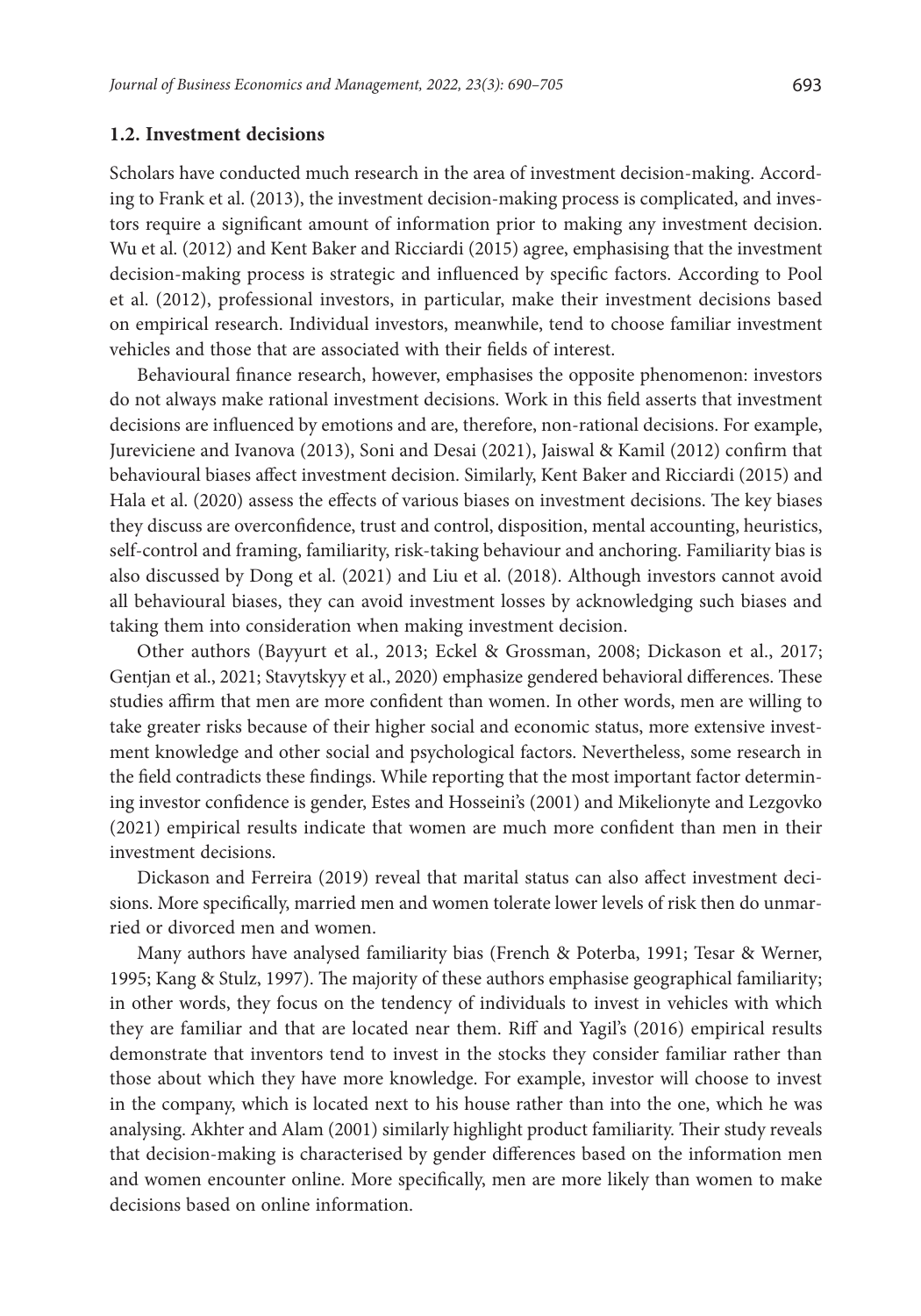### 1.2. Investment decisions

Scholars have conducted much research in the area of investment decision-making. According to Frank et al. (2013), the investment decision-making process is complicated, and investors require a significant amount of information prior to making any investment decision. Wu et al. (2012) and Kent Baker and Ricciardi (2015) agree, emphasising that the investment decision-making process is strategic and influenced by specific factors. According to Pool et al. (2012), professional investors, in particular, make their investment decisions based on empirical research. Individual investors, meanwhile, tend to choose familiar investment vehicles and those that are associated with their fields of interest.

Behavioural finance research, however, emphasises the opposite phenomenon: investors do not always make rational investment decisions. Work in this field asserts that investment decisions are influenced by emotions and are, therefore, non-rational decisions. For example, Jureviciene and Ivanova (2013), Soni and Desai (2021), Jaiswal & Kamil (2012) confirm that behavioural biases affect investment decision. Similarly, Kent Baker and Ricciardi (2015) and Hala et al. (2020) assess the effects of various biases on investment decisions. The key biases they discuss are overconfidence, trust and control, disposition, mental accounting, heuristics, self-control and framing, familiarity, risk-taking behaviour and anchoring. Familiarity bias is also discussed by Dong et al. (2021) and Liu et al. (2018). Although investors cannot avoid all behavioural biases, they can avoid investment losses by acknowledging such biases and taking them into consideration when making investment decision.

Other authors (Bayyurt et al., 2013; Eckel & Grossman, 2008; Dickason et al., 2017; Gentjan et al., 2021; Stavytskyy et al., 2020) emphasize gendered behavioral differences. These studies affirm that men are more confident than women. In other words, men are willing to take greater risks because of their higher social and economic status, more extensive investment knowledge and other social and psychological factors. Nevertheless, some research in the field contradicts these findings. While reporting that the most important factor determining investor confidence is gender, Estes and Hosseini's (2001) and Mikelionyte and Lezgovko (2021) empirical results indicate that women are much more confident than men in their investment decisions.

Dickason and Ferreira (2019) reveal that marital status can also affect investment decisions. More specifically, married men and women tolerate lower levels of risk then do unmarried or divorced men and women.

Many authors have analysed familiarity bias (French & Poterba, 1991; Tesar & Werner, 1995; Kang & Stulz, 1997). The majority of these authors emphasise geographical familiarity; in other words, they focus on the tendency of individuals to invest in vehicles with which they are familiar and that are located near them. Riff and Yagil's (2016) empirical results demonstrate that inventors tend to invest in the stocks they consider familiar rather than those about which they have more knowledge. For example, investor will choose to invest in the company, which is located next to his house rather than into the one, which he was analysing. Akhter and Alam (2001) similarly highlight product familiarity. Their study reveals that decision-making is characterised by gender differences based on the information men and women encounter online. More specifically, men are more likely than women to make decisions based on online information.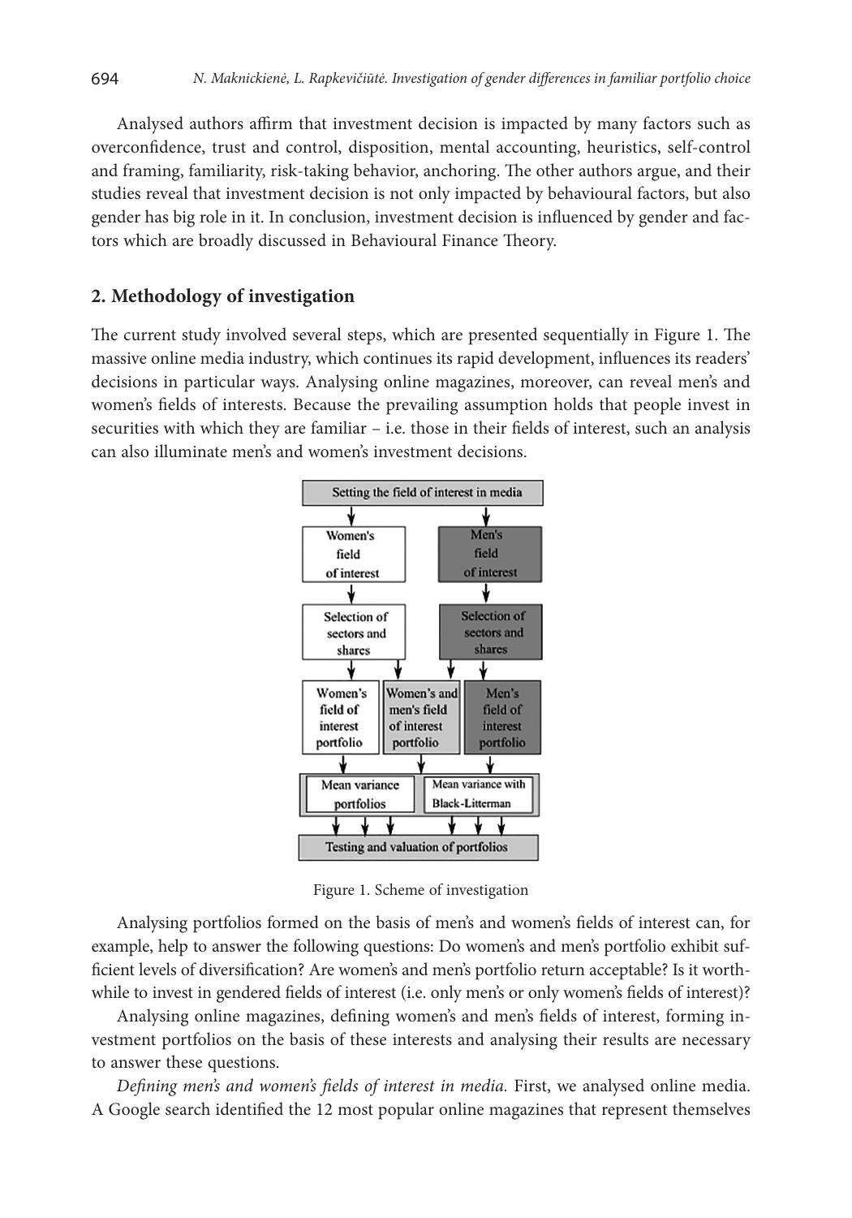Analysed authors affirm that investment decision is impacted by many factors such as overconfidence, trust and control, disposition, mental accounting, heuristics, self-control and framing, familiarity, risk-taking behavior, anchoring. The other authors argue, and their studies reveal that investment decision is not only impacted by behavioural factors, but also gender has big role in it. In conclusion, investment decision is influenced by gender and factors which are broadly discussed in Behavioural Finance Theory.

## 2. Methodology of investigation

The current study involved several steps, which are presented sequentially in Figure 1. The massive online media industry, which continues its rapid development, influences its readers' decisions in particular ways. Analysing online magazines, moreover, can reveal men's and women's fields of interests. Because the prevailing assumption holds that people invest in securities with which they are familiar – i.e. those in their fields of interest, such an analysis can also illuminate men's and women's investment decisions.

Figure 1. Scheme of investigation

Analysing portfolios formed on the basis of men's and women's fields of interest can, for example, help to answer the following questions: Do women's and men's portfolio exhibit sufficient levels of diversification? Are women's and men's portfolio return acceptable? Is it worthwhile to invest in gendered fields of interest (i.e. only men's or only women's fields of interest)?

Analysing online magazines, defining women's and men's fields of interest, forming investment portfolios on the basis of these interests and analysing their results are necessary to answer these questions.

*Defining men's and women's fields of interest in media.* First, we analysed online media. A Google search identified the 12 most popular online magazines that represent themselves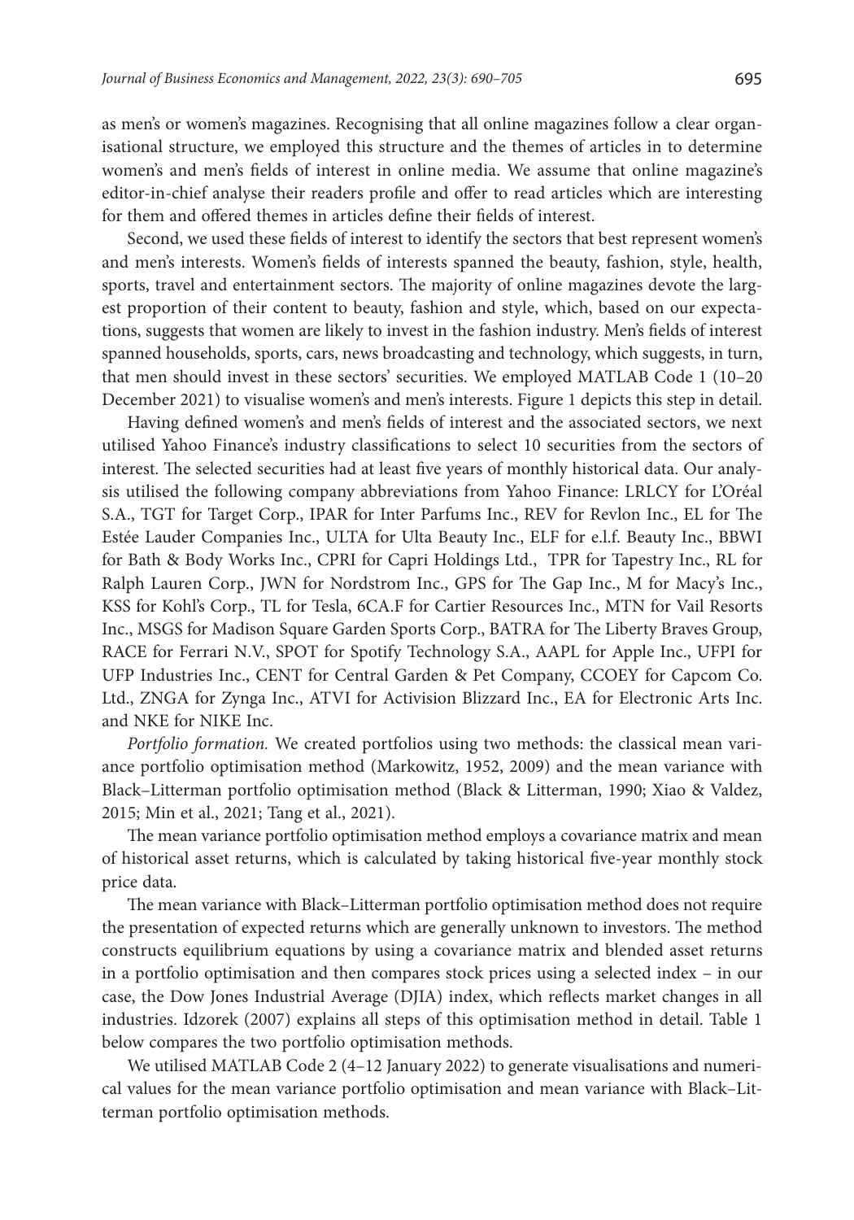as men's or women's magazines. Recognising that all online magazines follow a clear organisational structure, we employed this structure and the themes of articles in to determine women's and men's fields of interest in online media. We assume that online magazine's editor-in-chief analyse their readers profile and offer to read articles which are interesting for them and offered themes in articles define their fields of interest.

Second, we used these fields of interest to identify the sectors that best represent women's and men's interests. Women's fields of interests spanned the beauty, fashion, style, health, sports, travel and entertainment sectors. The majority of online magazines devote the largest proportion of their content to beauty, fashion and style, which, based on our expectations, suggests that women are likely to invest in the fashion industry. Men's fields of interest spanned households, sports, cars, news broadcasting and technology, which suggests, in turn, that men should invest in these sectors' securities. We employed MATLAB Code 1 (10–20 December 2021) to visualise women's and men's interests. Figure 1 depicts this step in detail.

Having defined women's and men's fields of interest and the associated sectors, we next utilised Yahoo Finance's industry classifications to select 10 securities from the sectors of interest. The selected securities had at least five years of monthly historical data. Our analysis utilised the following company abbreviations from Yahoo Finance: LRLCY for L'Oréal S.A., TGT for Target Corp., IPAR for Inter Parfums Inc., REV for Revlon Inc., EL for The Estée Lauder Companies Inc., ULTA for Ulta Beauty Inc., ELF for e.l.f. Beauty Inc., BBWI for Bath & Body Works Inc., CPRI for Capri Holdings Ltd., TPR for Tapestry Inc., RL for Ralph Lauren Corp., JWN for Nordstrom Inc., GPS for The Gap Inc., M for Macy's Inc., KSS for Kohl's Corp., TL for Tesla, 6CA.F for Cartier Resources Inc., MTN for Vail Resorts Inc., MSGS for Madison Square Garden Sports Corp., BATRA for The Liberty Braves Group, RACE for Ferrari N.V., SPOT for Spotify Technology S.A., AAPL for Apple Inc., UFPI for UFP Industries Inc., CENT for Central Garden & Pet Company, CCOEY for Capcom Co. Ltd., ZNGA for Zynga Inc., ATVI for Activision Blizzard Inc., EA for Electronic Arts Inc. and NKE for NIKE Inc.

*Portfolio formation.* We created portfolios using two methods: the classical mean variance portfolio optimisation method (Markowitz, 1952, 2009) and the mean variance with Black–Litterman portfolio optimisation method (Black & Litterman, 1990; Xiao & Valdez, 2015; Min et al., 2021; Tang et al., 2021).

The mean variance portfolio optimisation method employs a covariance matrix and mean of historical asset returns, which is calculated by taking historical five-year monthly stock price data.

The mean variance with Black–Litterman portfolio optimisation method does not require the presentation of expected returns which are generally unknown to investors. The method constructs equilibrium equations by using a covariance matrix and blended asset returns in a portfolio optimisation and then compares stock prices using a selected index – in our case, the Dow Jones Industrial Average (DJIA) index, which reflects market changes in all industries. Idzorek (2007) explains all steps of this optimisation method in detail. Table 1 below compares the two portfolio optimisation methods.

We utilised MATLAB Code 2 (4–12 January 2022) to generate visualisations and numerical values for the mean variance portfolio optimisation and mean variance with Black–Litterman portfolio optimisation methods.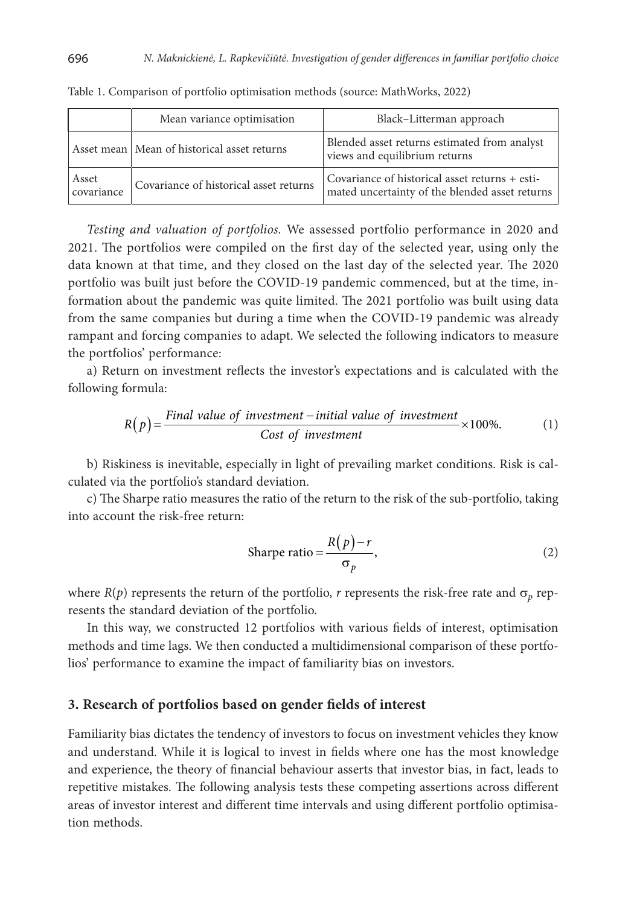Table 1. Comparison of portfolio optimisation methods (source: MathWorks, 2022)

| | Mean variance optimisation | Black–Litterman approach |
|---|---|---|
| Asset mean | Mean of historical asset returns | Blended asset returns estimated from analyst views and equilibrium returns |
| Asset covariance | Covariance of historical asset returns | Covariance of historical asset returns + estimated uncertainty of the blended asset returns |

*Testing and valuation of portfolios.* We assessed portfolio performance in 2020 and 2021. The portfolios were compiled on the first day of the selected year, using only the data known at that time, and they closed on the last day of the selected year. The 2020 portfolio was built just before the COVID-19 pandemic commenced, but at the time, information about the pandemic was quite limited. The 2021 portfolio was built using data from the same companies but during a time when the COVID-19 pandemic was already rampant and forcing companies to adapt. We selected the following indicators to measure the portfolios' performance:

a) Return on investment reflects the investor's expectations and is calculated with the following formula:

$$R(p) = \frac{Final\ value\ of\ investment - initial\ value\ of\ investment}{Cost\ of\ investment} \times 100\%. \tag{1}$$

b) Riskiness is inevitable, especially in light of prevailing market conditions. Risk is calculated via the portfolio's standard deviation.

c) The Sharpe ratio measures the ratio of the return to the risk of the sub-portfolio, taking into account the risk-free return:

$$\text{Sharpe ratio} = \frac{R(p) - r}{\sigma_p}, \tag{2}$$

where $R(p)$ represents the return of the portfolio, $r$ represents the risk-free rate and $\sigma_p$ represents the standard deviation of the portfolio.

In this way, we constructed 12 portfolios with various fields of interest, optimisation methods and time lags. We then conducted a multidimensional comparison of these portfolios' performance to examine the impact of familiarity bias on investors.

## 3. Research of portfolios based on gender fields of interest

Familiarity bias dictates the tendency of investors to focus on investment vehicles they know and understand. While it is logical to invest in fields where one has the most knowledge and experience, the theory of financial behaviour asserts that investor bias, in fact, leads to repetitive mistakes. The following analysis tests these competing assertions across different areas of investor interest and different time intervals and using different portfolio optimisation methods.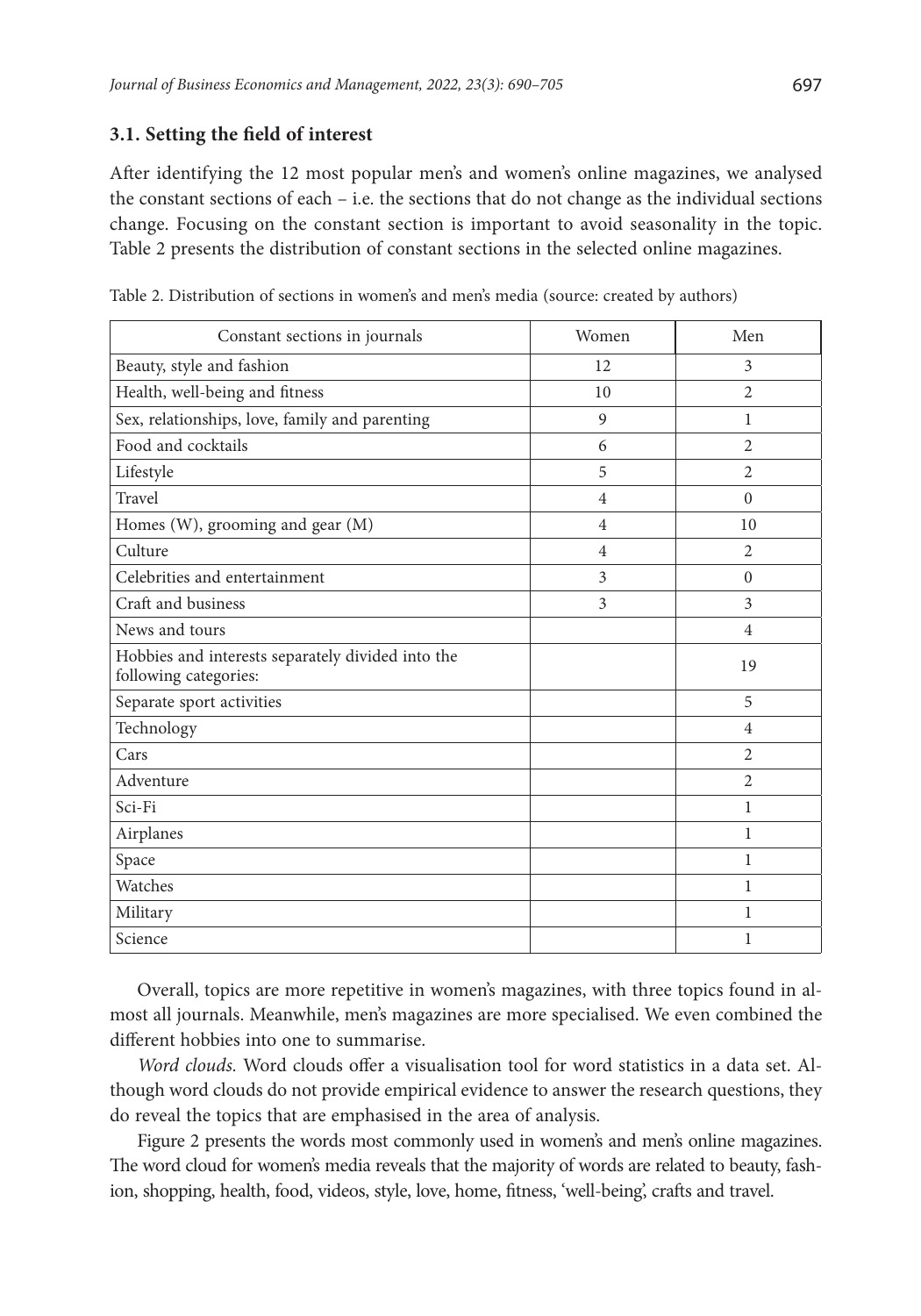### 3.1. Setting the field of interest

After identifying the 12 most popular men's and women's online magazines, we analysed the constant sections of each – i.e. the sections that do not change as the individual sections change. Focusing on the constant section is important to avoid seasonality in the topic. Table 2 presents the distribution of constant sections in the selected online magazines.

Table 2. Distribution of sections in women's and men's media (source: created by authors)

| Constant sections in journals | Women | Men |
|---|---|---|
| Beauty, style and fashion | 12 | 3 |
| Health, well-being and fitness | 10 | 2 |
| Sex, relationships, love, family and parenting | 9 | 1 |
| Food and cocktails | 6 | 2 |
| Lifestyle | 5 | 2 |
| Travel | 4 | 0 |
| Homes (W), grooming and gear (M) | 4 | 10 |
| Culture | 4 | 2 |
| Celebrities and entertainment | 3 | 0 |
| Craft and business | 3 | 3 |
| News and tours | | 4 |
| Hobbies and interests separately divided into the following categories: | | 19 |
| Separate sport activities | | 5 |
| Technology | | 4 |
| Cars | | 2 |
| Adventure | | 2 |
| Sci-Fi | | 1 |
| Airplanes | | 1 |
| Space | | 1 |
| Watches | | 1 |
| Military | | 1 |
| Science | | 1 |

Overall, topics are more repetitive in women's magazines, with three topics found in almost all journals. Meanwhile, men's magazines are more specialised. We even combined the different hobbies into one to summarise.

*Word clouds.* Word clouds offer a visualisation tool for word statistics in a data set. Although word clouds do not provide empirical evidence to answer the research questions, they do reveal the topics that are emphasised in the area of analysis.

Figure 2 presents the words most commonly used in women's and men's online magazines. The word cloud for women's media reveals that the majority of words are related to beauty, fashion, shopping, health, food, videos, style, love, home, fitness, 'well-being', crafts and travel.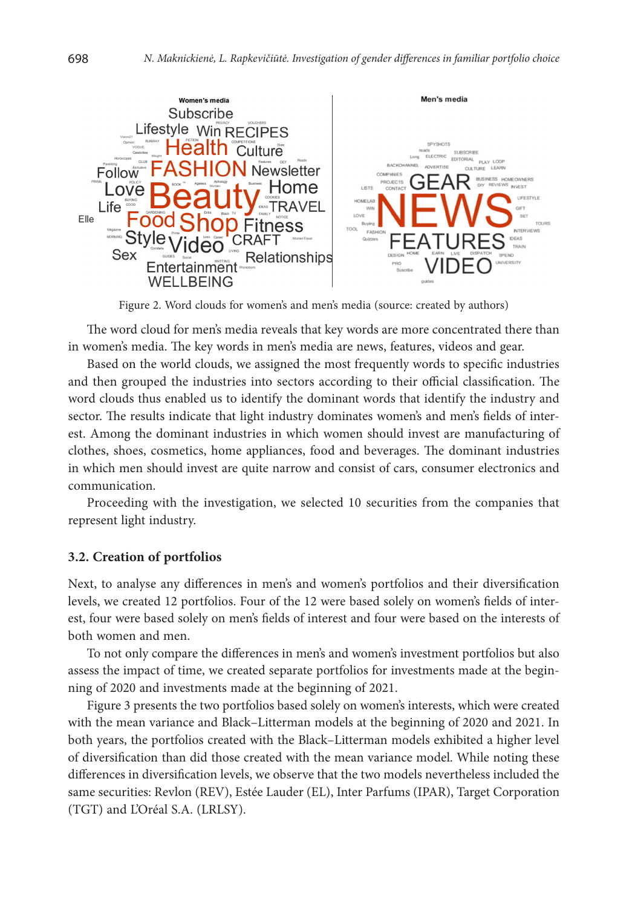Figure 2. Word clouds for women's and men's media (source: created by authors)

The word cloud for men's media reveals that key words are more concentrated there than in women's media. The key words in men's media are news, features, videos and gear.

Based on the world clouds, we assigned the most frequently words to specific industries and then grouped the industries into sectors according to their official classification. The word clouds thus enabled us to identify the dominant words that identify the industry and sector. The results indicate that light industry dominates women's and men's fields of interest. Among the dominant industries in which women should invest are manufacturing of clothes, shoes, cosmetics, home appliances, food and beverages. The dominant industries in which men should invest are quite narrow and consist of cars, consumer electronics and communication.

Proceeding with the investigation, we selected 10 securities from the companies that represent light industry.

### 3.2. Creation of portfolios

Next, to analyse any differences in men's and women's portfolios and their diversification levels, we created 12 portfolios. Four of the 12 were based solely on women's fields of interest, four were based solely on men's fields of interest and four were based on the interests of both women and men.

To not only compare the differences in men's and women's investment portfolios but also assess the impact of time, we created separate portfolios for investments made at the beginning of 2020 and investments made at the beginning of 2021.

Figure 3 presents the two portfolios based solely on women's interests, which were created with the mean variance and Black–Litterman models at the beginning of 2020 and 2021. In both years, the portfolios created with the Black–Litterman models exhibited a higher level of diversification than did those created with the mean variance model. While noting these differences in diversification levels, we observe that the two models nevertheless included the same securities: Revlon (REV), Estée Lauder (EL), Inter Parfums (IPAR), Target Corporation (TGT) and L'Oréal S.A. (LRLSY).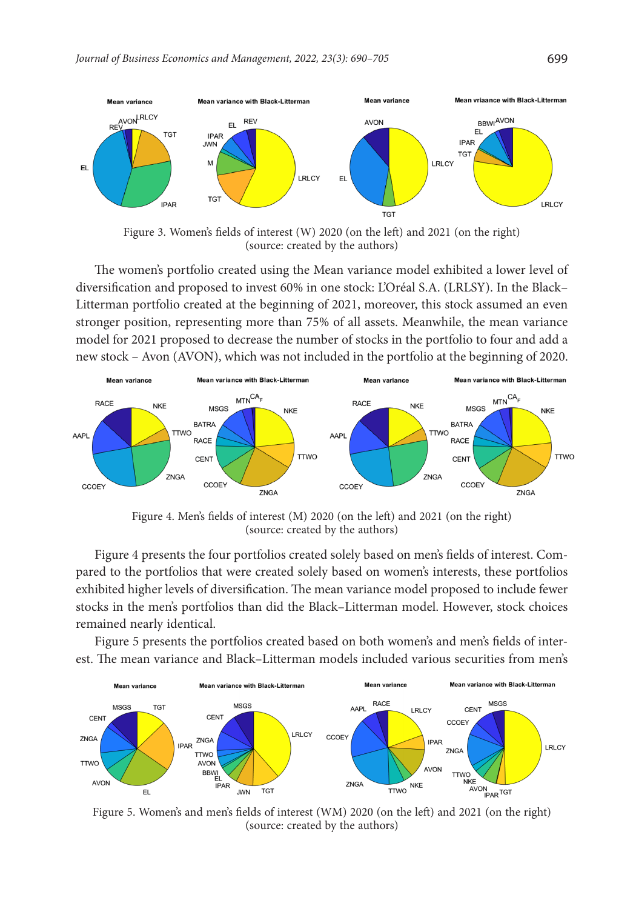Figure 3. Women's fields of interest (W) 2020 (on the left) and 2021 (on the right) (source: created by the authors)

The women's portfolio created using the Mean variance model exhibited a lower level of diversification and proposed to invest 60% in one stock: L'Oréal S.A. (LRLSY). In the Black–Litterman portfolio created at the beginning of 2021, moreover, this stock assumed an even stronger position, representing more than 75% of all assets. Meanwhile, the mean variance model for 2021 proposed to decrease the number of stocks in the portfolio to four and add a new stock – Avon (AVON), which was not included in the portfolio at the beginning of 2020.

Figure 4. Men's fields of interest (M) 2020 (on the left) and 2021 (on the right) (source: created by the authors)

Figure 4 presents the four portfolios created solely based on men's fields of interest. Compared to the portfolios that were created solely based on women's interests, these portfolios exhibited higher levels of diversification. The mean variance model proposed to include fewer stocks in the men's portfolios than did the Black–Litterman model. However, stock choices remained nearly identical.

Figure 5 presents the portfolios created based on both women's and men's fields of interest. The mean variance and Black–Litterman models included various securities from men's

Figure 5. Women's and men's fields of interest (WM) 2020 (on the left) and 2021 (on the right) (source: created by the authors)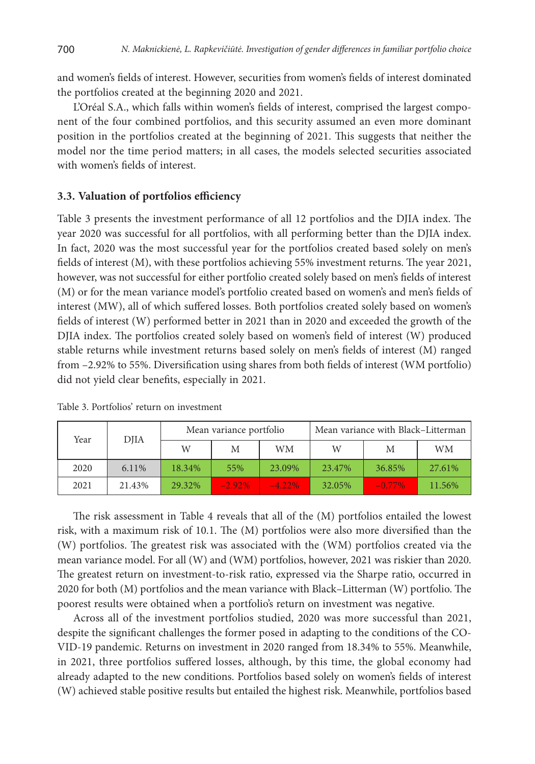and women's fields of interest. However, securities from women's fields of interest dominated the portfolios created at the beginning 2020 and 2021.

L'Oréal S.A., which falls within women's fields of interest, comprised the largest component of the four combined portfolios, and this security assumed an even more dominant position in the portfolios created at the beginning of 2021. This suggests that neither the model nor the time period matters; in all cases, the models selected securities associated with women's fields of interest.

### 3.3. Valuation of portfolios efficiency

Table 3 presents the investment performance of all 12 portfolios and the DJIA index. The year 2020 was successful for all portfolios, with all performing better than the DJIA index. In fact, 2020 was the most successful year for the portfolios created based solely on men's fields of interest (M), with these portfolios achieving 55% investment returns. The year 2021, however, was not successful for either portfolio created solely based on men's fields of interest (M) or for the mean variance model's portfolio created based on women's and men's fields of interest (MW), all of which suffered losses. Both portfolios created solely based on women's fields of interest (W) performed better in 2021 than in 2020 and exceeded the growth of the DJIA index. The portfolios created solely based on women's field of interest (W) produced stable returns while investment returns based solely on men's fields of interest (M) ranged from –2.92% to 55%. Diversification using shares from both fields of interest (WM portfolio) did not yield clear benefits, especially in 2021.

Table 3. Portfolios' return on investment

| Year | DJIA | Mean variance portfolio | | | Mean variance with Black–Litterman | | |
|---|---|---|---|---|---|---|---|
| | | W | M | WM | W | M | WM |
| 2020 | 6.11% | 18.34% | 55% | 23.09% | 23.47% | 36.85% | 27.61% |
| 2021 | 21.43% | 29.32% | –2.92% | –4.22% | 32.05% | –0.77% | 11.56% |

The risk assessment in Table 4 reveals that all of the (M) portfolios entailed the lowest risk, with a maximum risk of 10.1. The (M) portfolios were also more diversified than the (W) portfolios. The greatest risk was associated with the (WM) portfolios created via the mean variance model. For all (W) and (WM) portfolios, however, 2021 was riskier than 2020. The greatest return on investment-to-risk ratio, expressed via the Sharpe ratio, occurred in 2020 for both (M) portfolios and the mean variance with Black–Litterman (W) portfolio. The poorest results were obtained when a portfolio's return on investment was negative.

Across all of the investment portfolios studied, 2020 was more successful than 2021, despite the significant challenges the former posed in adapting to the conditions of the COVID-19 pandemic. Returns on investment in 2020 ranged from 18.34% to 55%. Meanwhile, in 2021, three portfolios suffered losses, although, by this time, the global economy had already adapted to the new conditions. Portfolios based solely on women's fields of interest (W) achieved stable positive results but entailed the highest risk. Meanwhile, portfolios based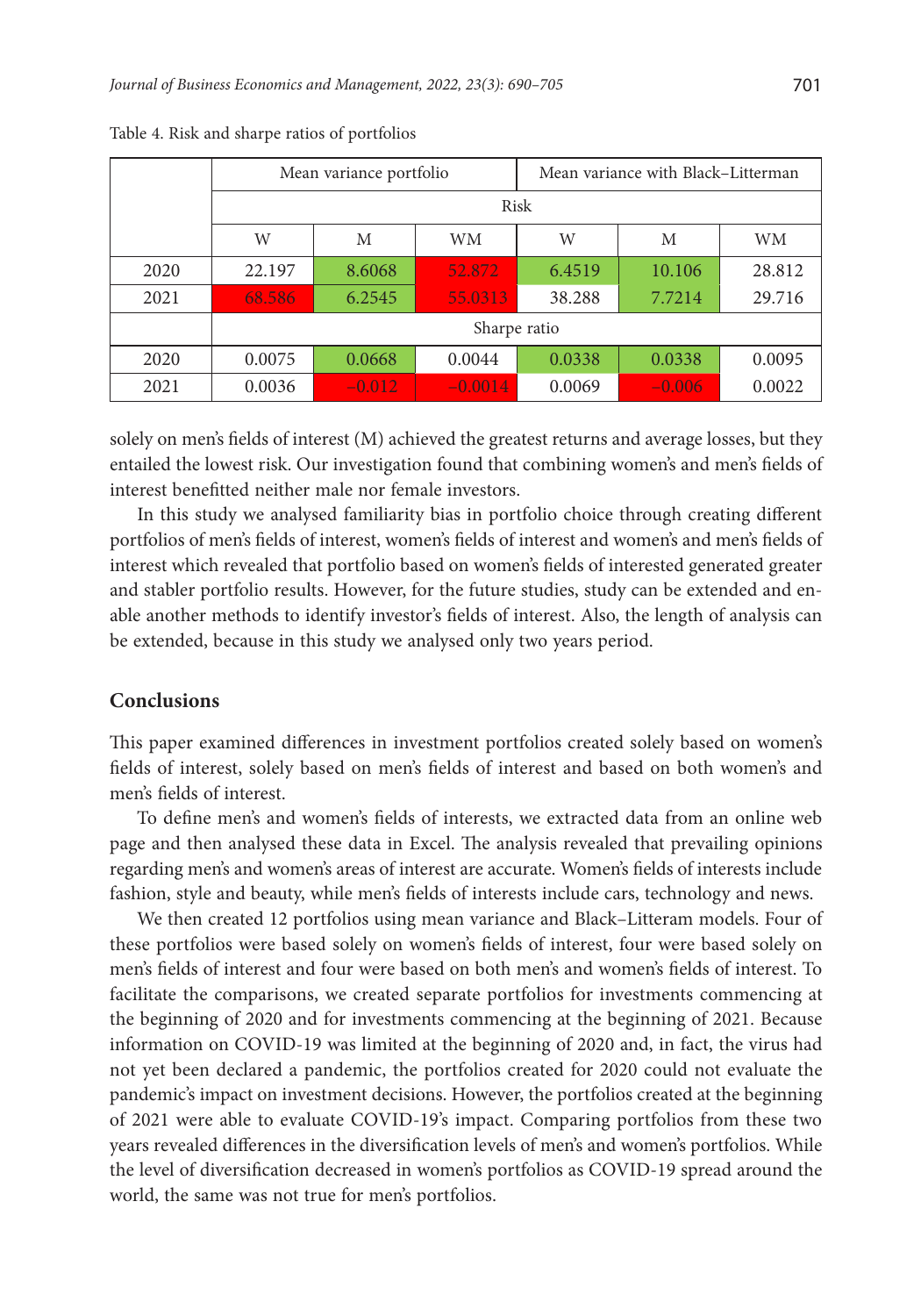Table 4. Risk and sharpe ratios of portfolios

| | Mean variance portfolio | | | Mean variance with Black–Litterman | | |
|---|---|---|---|---|---|---|
| | Risk | | | | | |
| | W | M | WM | W | M | WM |
| 2020 | 22.197 | 8.6068 | 52.872 | 6.4519 | 10.106 | 28.812 |
| 2021 | 68.586 | 6.2545 | 55.0313 | 38.288 | 7.7214 | 29.716 |
| | Sharpe ratio | | | | | |
| 2020 | 0.0075 | 0.0668 | 0.0044 | 0.0338 | 0.0338 | 0.0095 |
| 2021 | 0.0036 | –0.012 | –0.0014 | 0.0069 | –0.006 | 0.0022 |

solely on men's fields of interest (M) achieved the greatest returns and average losses, but they entailed the lowest risk. Our investigation found that combining women's and men's fields of interest benefitted neither male nor female investors.

In this study we analysed familiarity bias in portfolio choice through creating different portfolios of men's fields of interest, women's fields of interest and women's and men's fields of interest which revealed that portfolio based on women's fields of interested generated greater and stabler portfolio results. However, for the future studies, study can be extended and enable another methods to identify investor's fields of interest. Also, the length of analysis can be extended, because in this study we analysed only two years period.

## Conclusions

This paper examined differences in investment portfolios created solely based on women's fields of interest, solely based on men's fields of interest and based on both women's and men's fields of interest.

To define men's and women's fields of interests, we extracted data from an online web page and then analysed these data in Excel. The analysis revealed that prevailing opinions regarding men's and women's areas of interest are accurate. Women's fields of interests include fashion, style and beauty, while men's fields of interests include cars, technology and news.

We then created 12 portfolios using mean variance and Black–Litteram models. Four of these portfolios were based solely on women's fields of interest, four were based solely on men's fields of interest and four were based on both men's and women's fields of interest. To facilitate the comparisons, we created separate portfolios for investments commencing at the beginning of 2020 and for investments commencing at the beginning of 2021. Because information on COVID-19 was limited at the beginning of 2020 and, in fact, the virus had not yet been declared a pandemic, the portfolios created for 2020 could not evaluate the pandemic's impact on investment decisions. However, the portfolios created at the beginning of 2021 were able to evaluate COVID-19's impact. Comparing portfolios from these two years revealed differences in the diversification levels of men's and women's portfolios. While the level of diversification decreased in women's portfolios as COVID-19 spread around the world, the same was not true for men's portfolios.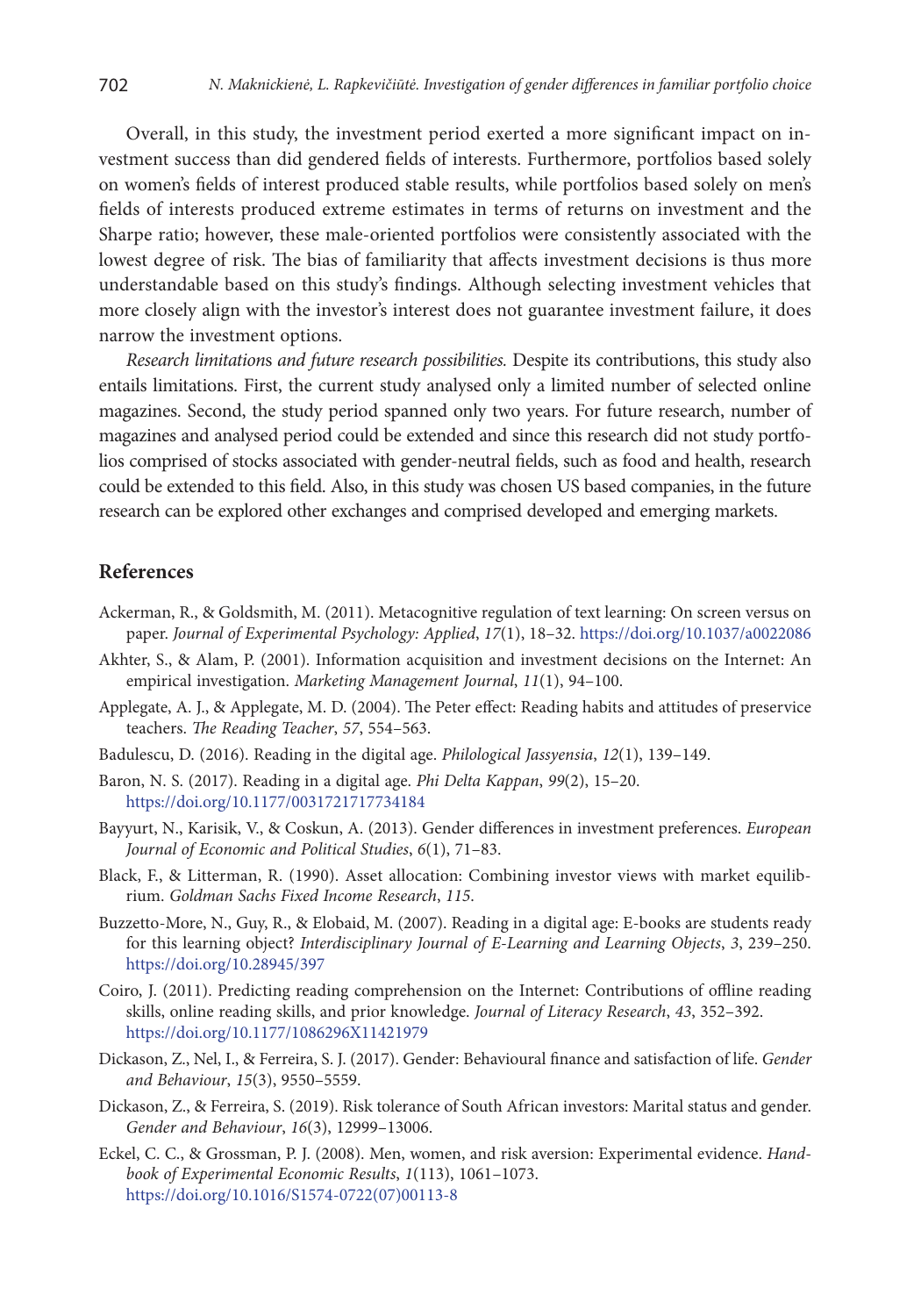Overall, in this study, the investment period exerted a more significant impact on investment success than did gendered fields of interests. Furthermore, portfolios based solely on women's fields of interest produced stable results, while portfolios based solely on men's fields of interests produced extreme estimates in terms of returns on investment and the Sharpe ratio; however, these male-oriented portfolios were consistently associated with the lowest degree of risk. The bias of familiarity that affects investment decisions is thus more understandable based on this study's findings. Although selecting investment vehicles that more closely align with the investor's interest does not guarantee investment failure, it does narrow the investment options.

*Research limitations and future research possibilities.* Despite its contributions, this study also entails limitations. First, the current study analysed only a limited number of selected online magazines. Second, the study period spanned only two years. For future research, number of magazines and analysed period could be extended and since this research did not study portfolios comprised of stocks associated with gender-neutral fields, such as food and health, research could be extended to this field. Also, in this study was chosen US based companies, in the future research can be explored other exchanges and comprised developed and emerging markets.

## References

Ackerman, R., & Goldsmith, M. (2011). Metacognitive regulation of text learning: On screen versus on paper. *Journal of Experimental Psychology: Applied*, *17*(1), 18–32. https://doi.org/10.1037/a0022086

Akhter, S., & Alam, P. (2001). Information acquisition and investment decisions on the Internet: An empirical investigation. *Marketing Management Journal*, *11*(1), 94–100.

Applegate, A. J., & Applegate, M. D. (2004). The Peter effect: Reading habits and attitudes of preservice teachers. *The Reading Teacher*, *57*, 554–563.

Badulescu, D. (2016). Reading in the digital age. *Philological Jassyensia*, *12*(1), 139–149.

Baron, N. S. (2017). Reading in a digital age. *Phi Delta Kappan*, *99*(2), 15–20. https://doi.org/10.1177/0031721717734184

Bayyurt, N., Karisik, V., & Coskun, A. (2013). Gender differences in investment preferences. *European Journal of Economic and Political Studies*, *6*(1), 71–83.

Black, F., & Litterman, R. (1990). Asset allocation: Combining investor views with market equilibrium. *Goldman Sachs Fixed Income Research*, *115*.

Buzzetto-More, N., Guy, R., & Elobaid, M. (2007). Reading in a digital age: E-books are students ready for this learning object? *Interdisciplinary Journal of E-Learning and Learning Objects*, *3*, 239–250. https://doi.org/10.28945/397

Coiro, J. (2011). Predicting reading comprehension on the Internet: Contributions of offline reading skills, online reading skills, and prior knowledge. *Journal of Literacy Research*, *43*, 352–392. https://doi.org/10.1177/1086296X11421979

Dickason, Z., Nel, I., & Ferreira, S. J. (2017). Gender: Behavioural finance and satisfaction of life. *Gender and Behaviour*, *15*(3), 9550–5559.

Dickason, Z., & Ferreira, S. (2019). Risk tolerance of South African investors: Marital status and gender. *Gender and Behaviour*, *16*(3), 12999–13006.

Eckel, C. C., & Grossman, P. J. (2008). Men, women, and risk aversion: Experimental evidence. *Handbook of Experimental Economic Results*, *1*(113), 1061–1073. https://doi.org/10.1016/S1574-0722(07)00113-8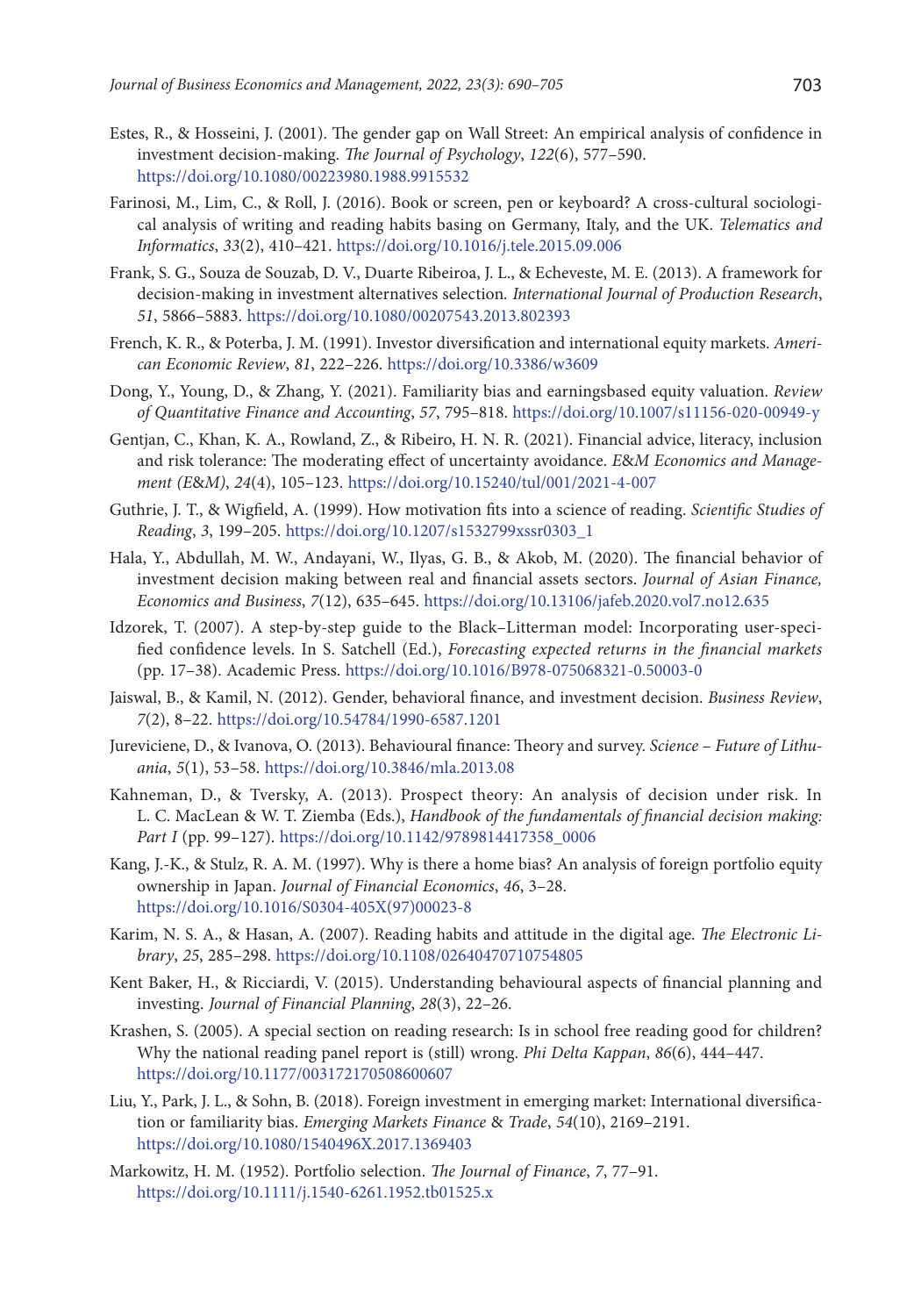Estes, R., & Hosseini, J. (2001). The gender gap on Wall Street: An empirical analysis of confidence in investment decision-making. *The Journal of Psychology*, *122*(6), 577–590. https://doi.org/10.1080/00223980.1988.9915532

Farinosi, M., Lim, C., & Roll, J. (2016). Book or screen, pen or keyboard? A cross-cultural sociological analysis of writing and reading habits basing on Germany, Italy, and the UK. *Telematics and Informatics*, *33*(2), 410–421. https://doi.org/10.1016/j.tele.2015.09.006

Frank, S. G., Souza de Souzab, D. V., Duarte Ribeiroa, J. L., & Echeveste, M. E. (2013). A framework for decision-making in investment alternatives selection. *International Journal of Production Research*, *51*, 5866–5883. https://doi.org/10.1080/00207543.2013.802393

French, K. R., & Poterba, J. M. (1991). Investor diversification and international equity markets. *American Economic Review*, *81*, 222–226. https://doi.org/10.3386/w3609

Dong, Y., Young, D., & Zhang, Y. (2021). Familiarity bias and earningsbased equity valuation. *Review of Quantitative Finance and Accounting*, *57*, 795–818. https://doi.org/10.1007/s11156-020-00949-y

Gentjan, C., Khan, K. A., Rowland, Z., & Ribeiro, H. N. R. (2021). Financial advice, literacy, inclusion and risk tolerance: The moderating effect of uncertainty avoidance. *E&M Economics and Management (E&M)*, *24*(4), 105–123. https://doi.org/10.15240/tul/001/2021-4-007

Guthrie, J. T., & Wigfield, A. (1999). How motivation fits into a science of reading. *Scientific Studies of Reading*, *3*, 199–205. https://doi.org/10.1207/s1532799xssr0303_1

Hala, Y., Abdullah, M. W., Andayani, W., Ilyas, G. B., & Akob, M. (2020). The financial behavior of investment decision making between real and financial assets sectors. *Journal of Asian Finance, Economics and Business*, *7*(12), 635–645. https://doi.org/10.13106/jafeb.2020.vol7.no12.635

Idzorek, T. (2007). A step-by-step guide to the Black–Litterman model: Incorporating user-specified confidence levels. In S. Satchell (Ed.), *Forecasting expected returns in the financial markets* (pp. 17–38). Academic Press. https://doi.org/10.1016/B978-075068321-0.50003-0

Jaiswal, B., & Kamil, N. (2012). Gender, behavioral finance, and investment decision. *Business Review*, *7*(2), 8–22. https://doi.org/10.54784/1990-6587.1201

Jureviciene, D., & Ivanova, O. (2013). Behavioural finance: Theory and survey. *Science – Future of Lithuania*, *5*(1), 53–58. https://doi.org/10.3846/mla.2013.08

Kahneman, D., & Tversky, A. (2013). Prospect theory: An analysis of decision under risk. In L. C. MacLean & W. T. Ziemba (Eds.), *Handbook of the fundamentals of financial decision making: Part I* (pp. 99–127). https://doi.org/10.1142/9789814417358_0006

Kang, J.-K., & Stulz, R. A. M. (1997). Why is there a home bias? An analysis of foreign portfolio equity ownership in Japan. *Journal of Financial Economics*, *46*, 3–28. https://doi.org/10.1016/S0304-405X(97)00023-8

Karim, N. S. A., & Hasan, A. (2007). Reading habits and attitude in the digital age. *The Electronic Library*, *25*, 285–298. https://doi.org/10.1108/02640470710754805

Kent Baker, H., & Ricciardi, V. (2015). Understanding behavioural aspects of financial planning and investing. *Journal of Financial Planning*, *28*(3), 22–26.

Krashen, S. (2005). A special section on reading research: Is in school free reading good for children? Why the national reading panel report is (still) wrong. *Phi Delta Kappan*, *86*(6), 444–447. https://doi.org/10.1177/003172170508600607

Liu, Y., Park, J. L., & Sohn, B. (2018). Foreign investment in emerging market: International diversification or familiarity bias. *Emerging Markets Finance* & *Trade*, *54*(10), 2169–2191. https://doi.org/10.1080/1540496X.2017.1369403

Markowitz, H. M. (1952). Portfolio selection. *The Journal of Finance*, *7*, 77–91. https://doi.org/10.1111/j.1540-6261.1952.tb01525.x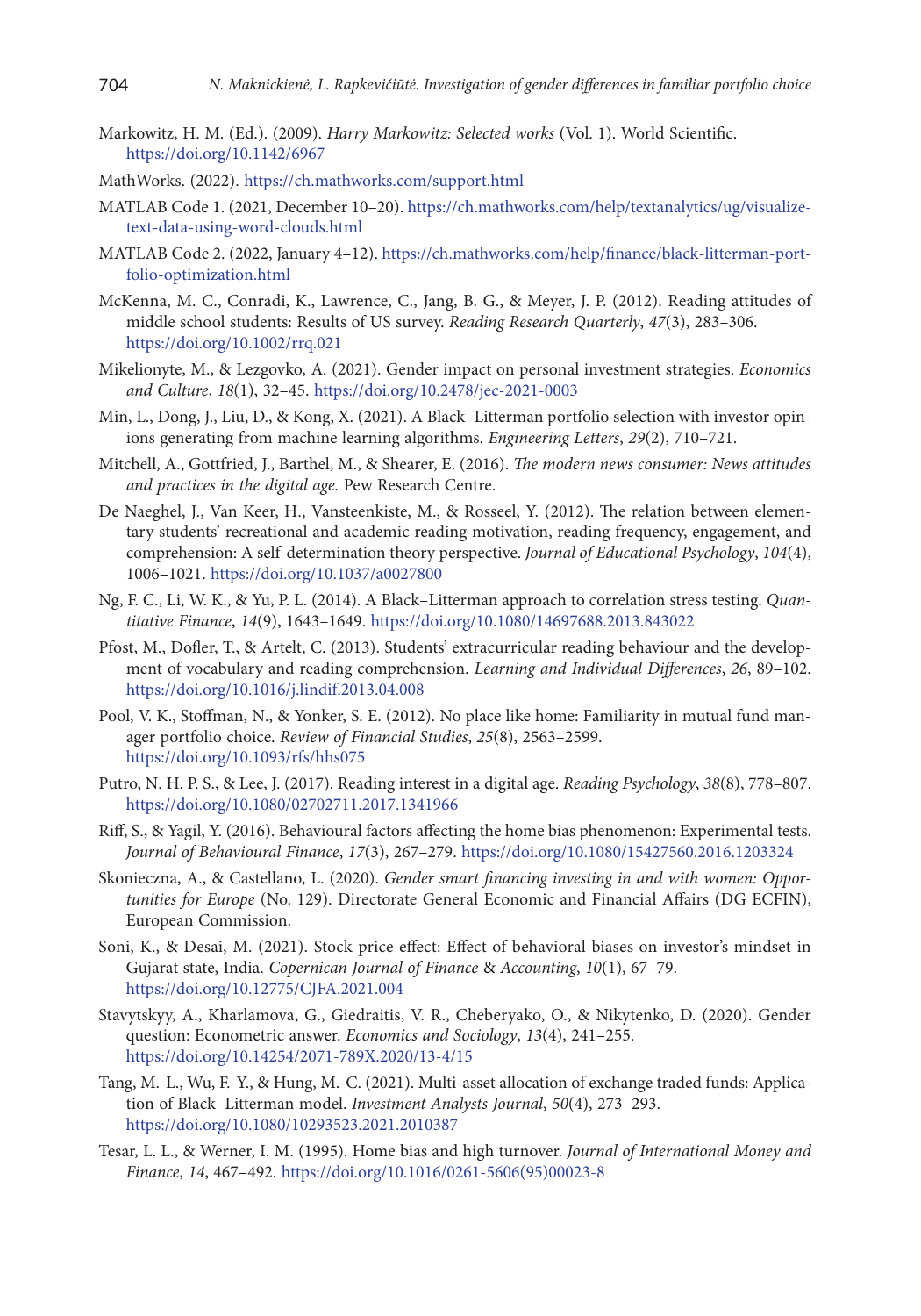Markowitz, H. M. (Ed.). (2009). *Harry Markowitz: Selected works* (Vol. 1). World Scientific. https://doi.org/10.1142/6967

MathWorks. (2022). https://ch.mathworks.com/support.html

MATLAB Code 1. (2021, December 10–20). https://ch.mathworks.com/help/textanalytics/ug/visualize-text-data-using-word-clouds.html

MATLAB Code 2. (2022, January 4–12). https://ch.mathworks.com/help/finance/black-litterman-portfolio-optimization.html

McKenna, M. C., Conradi, K., Lawrence, C., Jang, B. G., & Meyer, J. P. (2012). Reading attitudes of middle school students: Results of US survey. *Reading Research Quarterly*, *47*(3), 283–306. https://doi.org/10.1002/rrq.021

Mikelionyte, M., & Lezgovko, A. (2021). Gender impact on personal investment strategies. *Economics and Culture*, *18*(1), 32–45. https://doi.org/10.2478/jec-2021-0003

Min, L., Dong, J., Liu, D., & Kong, X. (2021). A Black–Litterman portfolio selection with investor opinions generating from machine learning algorithms. *Engineering Letters*, *29*(2), 710–721.

Mitchell, A., Gottfried, J., Barthel, M., & Shearer, E. (2016). *The modern news consumer: News attitudes and practices in the digital age.* Pew Research Centre.

De Naeghel, J., Van Keer, H., Vansteenkiste, M., & Rosseel, Y. (2012). The relation between elementary students' recreational and academic reading motivation, reading frequency, engagement, and comprehension: A self-determination theory perspective. *Journal of Educational Psychology*, *104*(4), 1006–1021. https://doi.org/10.1037/a0027800

Ng, F. C., Li, W. K., & Yu, P. L. (2014). A Black–Litterman approach to correlation stress testing. *Quantitative Finance*, *14*(9), 1643–1649. https://doi.org/10.1080/14697688.2013.843022

Pfost, M., Dofler, T., & Artelt, C. (2013). Students' extracurricular reading behaviour and the development of vocabulary and reading comprehension. *Learning and Individual Differences*, *26*, 89–102. https://doi.org/10.1016/j.lindif.2013.04.008

Pool, V. K., Stoffman, N., & Yonker, S. E. (2012). No place like home: Familiarity in mutual fund manager portfolio choice. *Review of Financial Studies*, *25*(8), 2563–2599. https://doi.org/10.1093/rfs/hhs075

Putro, N. H. P. S., & Lee, J. (2017). Reading interest in a digital age. *Reading Psychology*, *38*(8), 778–807. https://doi.org/10.1080/02702711.2017.1341966

Riff, S., & Yagil, Y. (2016). Behavioural factors affecting the home bias phenomenon: Experimental tests. *Journal of Behavioural Finance*, *17*(3), 267–279. https://doi.org/10.1080/15427560.2016.1203324

Skonieczna, A., & Castellano, L. (2020). *Gender smart financing investing in and with women: Opportunities for Europe* (No. 129). Directorate General Economic and Financial Affairs (DG ECFIN), European Commission.

Soni, K., & Desai, M. (2021). Stock price effect: Effect of behavioral biases on investor's mindset in Gujarat state, India. *Copernican Journal of Finance & Accounting*, *10*(1), 67–79. https://doi.org/10.12775/CJFA.2021.004

Stavytskyy, A., Kharlamova, G., Giedraitis, V. R., Cheberyako, O., & Nikytenko, D. (2020). Gender question: Econometric answer. *Economics and Sociology*, *13*(4), 241–255. https://doi.org/10.14254/2071-789X.2020/13-4/15

Tang, M.-L., Wu, F.-Y., & Hung, M.-C. (2021). Multi-asset allocation of exchange traded funds: Application of Black–Litterman model. *Investment Analysts Journal*, *50*(4), 273–293. https://doi.org/10.1080/10293523.2021.2010387

Tesar, L. L., & Werner, I. M. (1995). Home bias and high turnover. *Journal of International Money and Finance*, *14*, 467–492. https://doi.org/10.1016/0261-5606(95)00023-8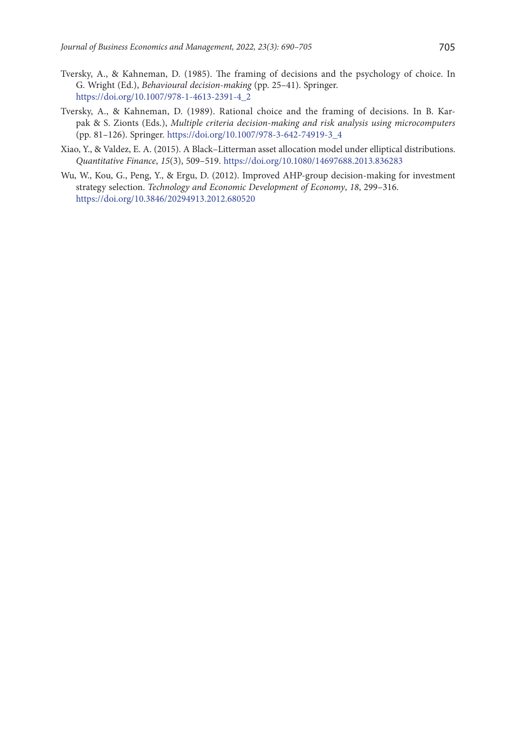Tversky, A., & Kahneman, D. (1985). The framing of decisions and the psychology of choice. In G. Wright (Ed.), *Behavioural decision-making* (pp. 25–41). Springer. https://doi.org/10.1007/978-1-4613-2391-4_2

Tversky, A., & Kahneman, D. (1989). Rational choice and the framing of decisions. In B. Karpak & S. Zionts (Eds.), *Multiple criteria decision-making and risk analysis using microcomputers* (pp. 81–126). Springer. https://doi.org/10.1007/978-3-642-74919-3_4

Xiao, Y., & Valdez, E. A. (2015). A Black–Litterman asset allocation model under elliptical distributions. *Quantitative Finance*, *15*(3), 509–519. https://doi.org/10.1080/14697688.2013.836283

Wu, W., Kou, G., Peng, Y., & Ergu, D. (2012). Improved AHP-group decision-making for investment strategy selection. *Technology and Economic Development of Economy*, *18*, 299–316. https://doi.org/10.3846/20294913.2012.680520